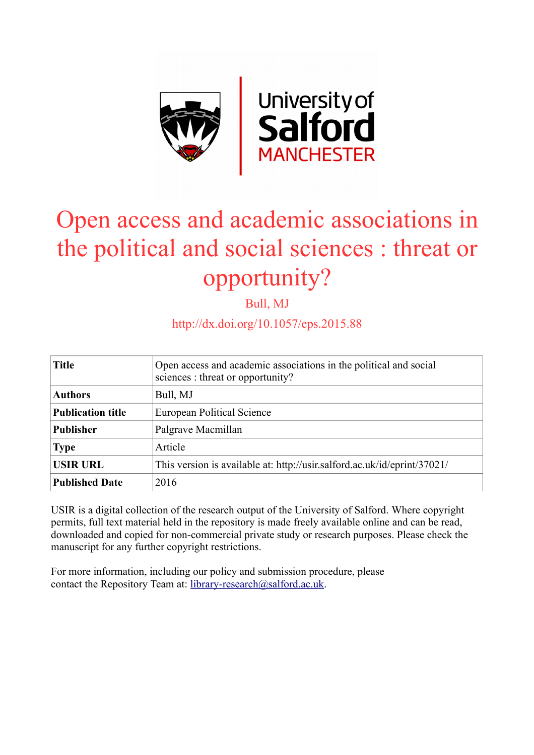# Open access and academic associations in the political and social sciences : threat or opportunity?

Bull, MJ

http://dx.doi.org/10.1057/eps.2015.88

| **Title** | Open access and academic associations in the political and social sciences : threat or opportunity? |
|---|---|
| **Authors** | Bull, MJ |
| **Publication title** | European Political Science |
| **Publisher** | Palgrave Macmillan |
| **Type** | Article |
| **USIR URL** | This version is available at: http://usir.salford.ac.uk/id/eprint/37021/ |
| **Published Date** | 2016 |

USIR is a digital collection of the research output of the University of Salford. Where copyright permits, full text material held in the repository is made freely available online and can be read, downloaded and copied for non-commercial private study or research purposes. Please check the manuscript for any further copyright restrictions.

For more information, including our policy and submission procedure, please contact the Repository Team at: library-research@salford.ac.uk.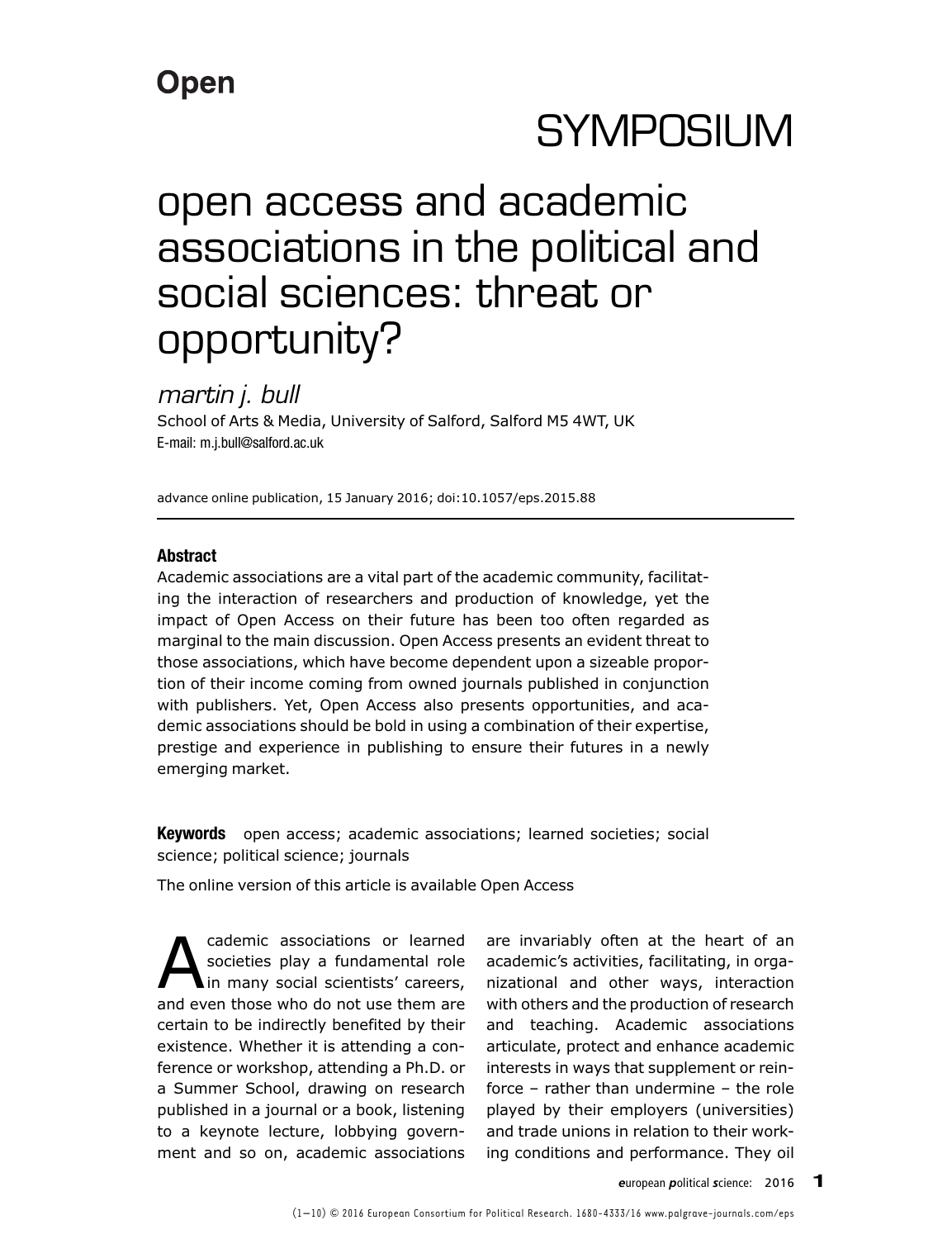**Open**

# SYMPOSIUM

# open access and academic associations in the political and social sciences: threat or opportunity?

*martin j. bull*

School of Arts & Media, University of Salford, Salford M5 4WT, UK
E-mail: m.j.bull@salford.ac.uk

advance online publication, 15 January 2016; doi:10.1057/eps.2015.88

**Abstract**

Academic associations are a vital part of the academic community, facilitating the interaction of researchers and production of knowledge, yet the impact of Open Access on their future has been too often regarded as marginal to the main discussion. Open Access presents an evident threat to those associations, which have become dependent upon a sizeable proportion of their income coming from owned journals published in conjunction with publishers. Yet, Open Access also presents opportunities, and academic associations should be bold in using a combination of their expertise, prestige and experience in publishing to ensure their futures in a newly emerging market.

**Keywords** open access; academic associations; learned societies; social science; political science; journals

The online version of this article is available Open Access

Academic associations or learned societies play a fundamental role in many social scientists' careers, and even those who do not use them are certain to be indirectly benefited by their existence. Whether it is attending a conference or workshop, attending a Ph.D. or a Summer School, drawing on research published in a journal or a book, listening to a keynote lecture, lobbying government and so on, academic associations are invariably often at the heart of an academic's activities, facilitating, in organizational and other ways, interaction with others and the production of research and teaching. Academic associations articulate, protect and enhance academic interests in ways that supplement or reinforce – rather than undermine – the role played by their employers (universities) and trade unions in relation to their working conditions and performance. They oil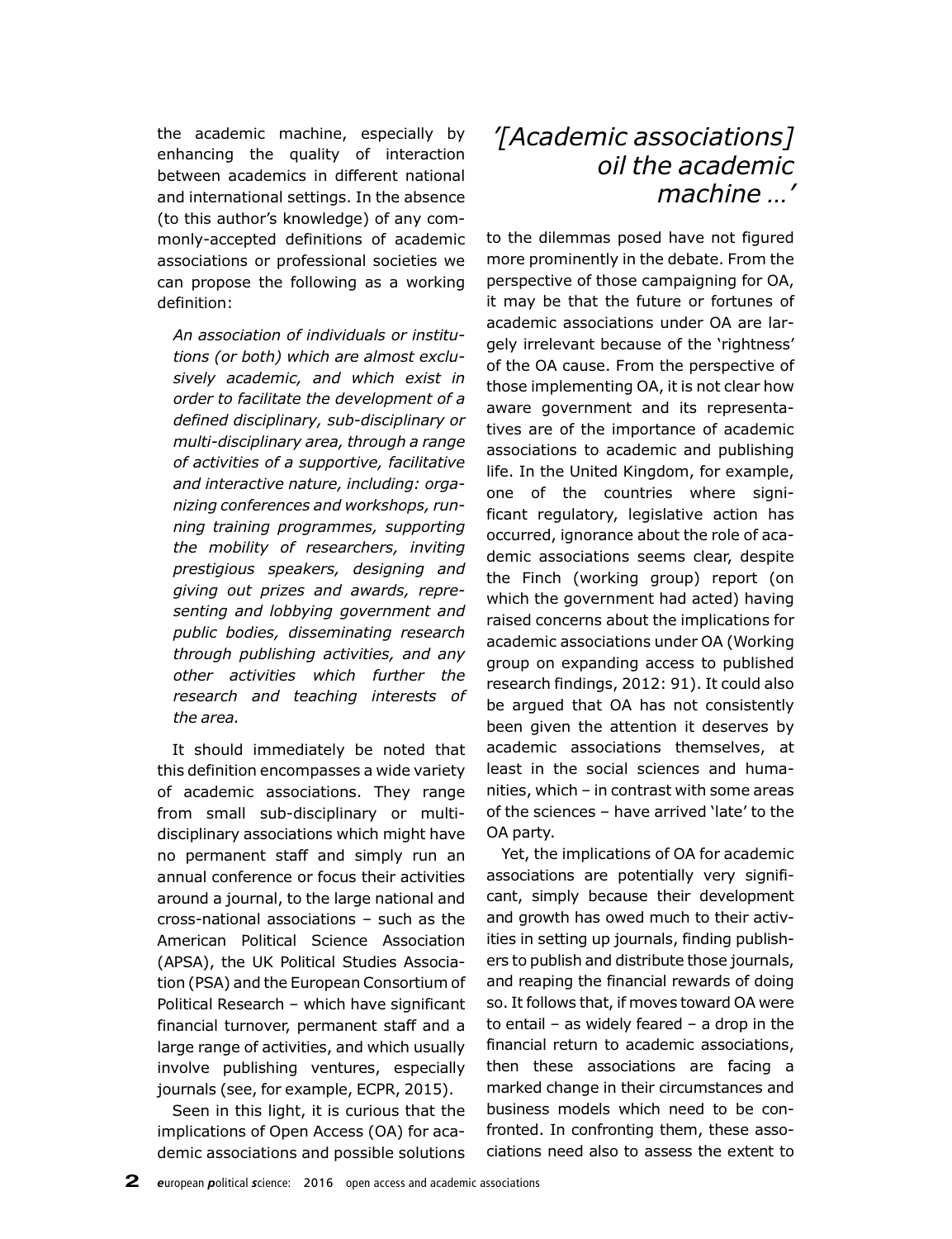the academic machine, especially by enhancing the quality of interaction between academics in different national and international settings. In the absence (to this author's knowledge) of any commonly-accepted definitions of academic associations or professional societies we can propose the following as a working definition:

> *An association of individuals or institutions (or both) which are almost exclusively academic, and which exist in order to facilitate the development of a defined disciplinary, sub-disciplinary or multi-disciplinary area, through a range of activities of a supportive, facilitative and interactive nature, including: organizing conferences and workshops, running training programmes, supporting the mobility of researchers, inviting prestigious speakers, designing and giving out prizes and awards, representing and lobbying government and public bodies, disseminating research through publishing activities, and any other activities which further the research and teaching interests of the area.*

It should immediately be noted that this definition encompasses a wide variety of academic associations. They range from small sub-disciplinary or multi-disciplinary associations which might have no permanent staff and simply run an annual conference or focus their activities around a journal, to the large national and cross-national associations – such as the American Political Science Association (APSA), the UK Political Studies Association (PSA) and the European Consortium of Political Research – which have significant financial turnover, permanent staff and a large range of activities, and which usually involve publishing ventures, especially journals (see, for example, ECPR, 2015).

Seen in this light, it is curious that the implications of Open Access (OA) for academic associations and possible solutions to the dilemmas posed have not figured more prominently in the debate. From the perspective of those campaigning for OA, it may be that the future or fortunes of academic associations under OA are largely irrelevant because of the 'rightness' of the OA cause. From the perspective of those implementing OA, it is not clear how aware government and its representatives are of the importance of academic associations to academic and publishing life. In the United Kingdom, for example, one of the countries where significant regulatory, legislative action has occurred, ignorance about the role of academic associations seems clear, despite the Finch (working group) report (on which the government had acted) having raised concerns about the implications for academic associations under OA (Working group on expanding access to published research findings, 2012: 91). It could also be argued that OA has not consistently been given the attention it deserves by academic associations themselves, at least in the social sciences and humanities, which – in contrast with some areas of the sciences – have arrived 'late' to the OA party.

*'[Academic associations] oil the academic machine ...'*

Yet, the implications of OA for academic associations are potentially very significant, simply because their development and growth has owed much to their activities in setting up journals, finding publishers to publish and distribute those journals, and reaping the financial rewards of doing so. It follows that, if moves toward OA were to entail – as widely feared – a drop in the financial return to academic associations, then these associations are facing a marked change in their circumstances and business models which need to be confronted. In confronting them, these associations need also to assess the extent to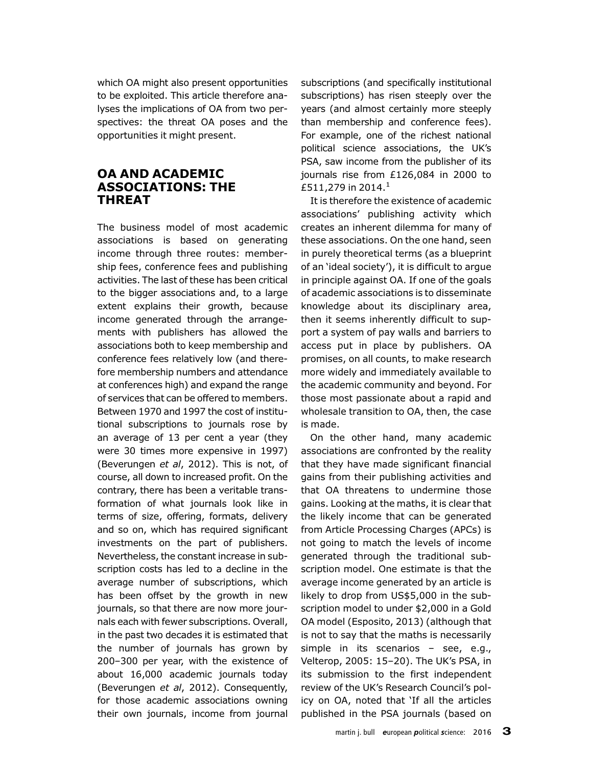which OA might also present opportunities to be exploited. This article therefore analyses the implications of OA from two perspectives: the threat OA poses and the opportunities it might present.

## OA AND ACADEMIC ASSOCIATIONS: THE THREAT

The business model of most academic associations is based on generating income through three routes: membership fees, conference fees and publishing activities. The last of these has been critical to the bigger associations and, to a large extent explains their growth, because income generated through the arrangements with publishers has allowed the associations both to keep membership and conference fees relatively low (and therefore membership numbers and attendance at conferences high) and expand the range of services that can be offered to members. Between 1970 and 1997 the cost of institutional subscriptions to journals rose by an average of 13 per cent a year (they were 30 times more expensive in 1997) (Beverungen *et al*, 2012). This is not, of course, all down to increased profit. On the contrary, there has been a veritable transformation of what journals look like in terms of size, offering, formats, delivery and so on, which has required significant investments on the part of publishers. Nevertheless, the constant increase in subscription costs has led to a decline in the average number of subscriptions, which has been offset by the growth in new journals, so that there are now more journals each with fewer subscriptions. Overall, in the past two decades it is estimated that the number of journals has grown by 200–300 per year, with the existence of about 16,000 academic journals today (Beverungen *et al*, 2012). Consequently, for those academic associations owning their own journals, income from journal subscriptions (and specifically institutional subscriptions) has risen steeply over the years (and almost certainly more steeply than membership and conference fees). For example, one of the richest national political science associations, the UK's PSA, saw income from the publisher of its journals rise from £126,084 in 2000 to £511,279 in 2014.[1]

It is therefore the existence of academic associations' publishing activity which creates an inherent dilemma for many of these associations. On the one hand, seen in purely theoretical terms (as a blueprint of an 'ideal society'), it is difficult to argue in principle against OA. If one of the goals of academic associations is to disseminate knowledge about its disciplinary area, then it seems inherently difficult to support a system of pay walls and barriers to access put in place by publishers. OA promises, on all counts, to make research more widely and immediately available to the academic community and beyond. For those most passionate about a rapid and wholesale transition to OA, then, the case is made.

On the other hand, many academic associations are confronted by the reality that they have made significant financial gains from their publishing activities and that OA threatens to undermine those gains. Looking at the maths, it is clear that the likely income that can be generated from Article Processing Charges (APCs) is not going to match the levels of income generated through the traditional subscription model. One estimate is that the average income generated by an article is likely to drop from US$5,000 in the subscription model to under $2,000 in a Gold OA model (Esposito, 2013) (although that is not to say that the maths is necessarily simple in its scenarios – see, e.g., Velterop, 2005: 15–20). The UK's PSA, in its submission to the first independent review of the UK's Research Council's policy on OA, noted that 'If all the articles published in the PSA journals (based on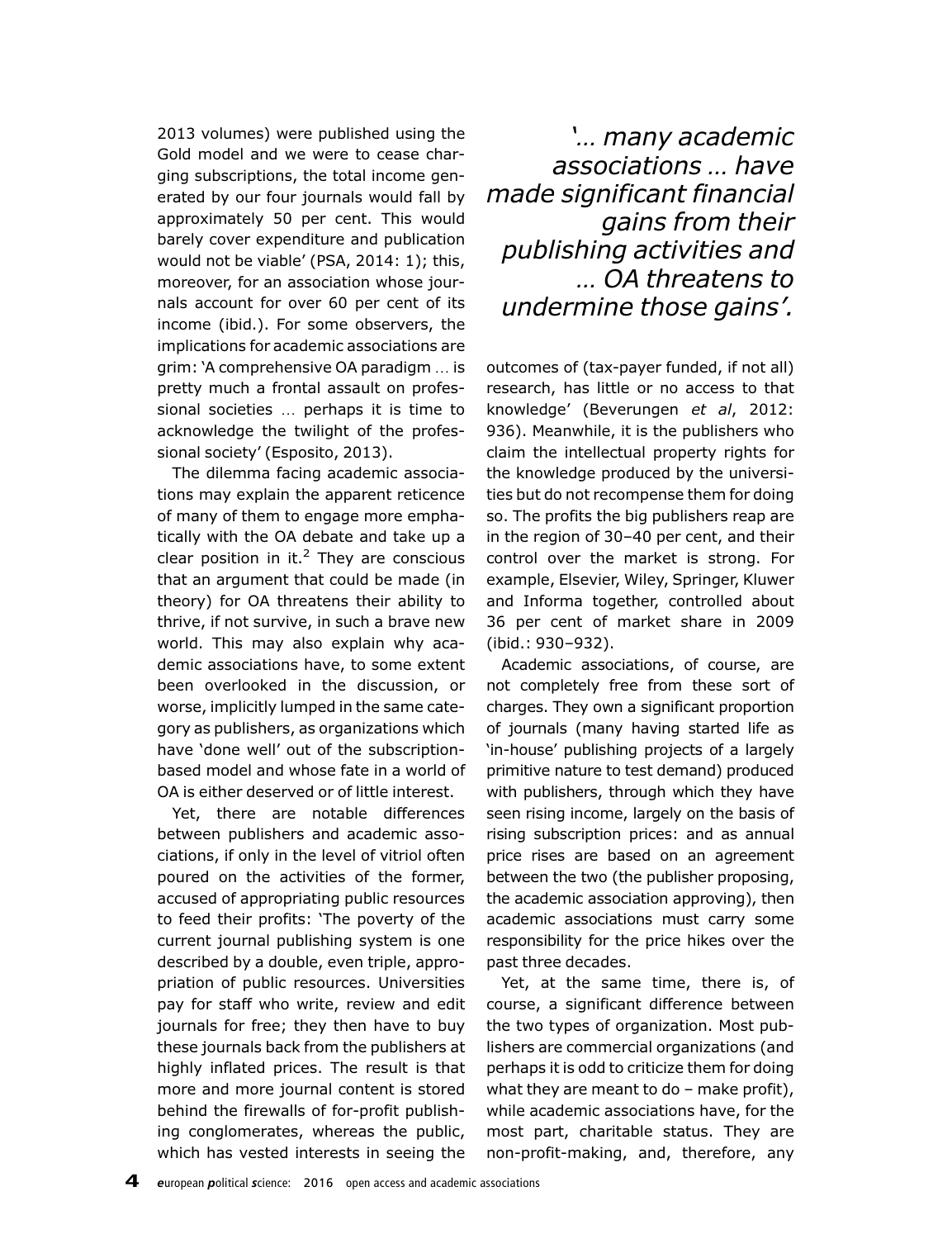2013 volumes) were published using the Gold model and we were to cease charging subscriptions, the total income generated by our four journals would fall by approximately 50 per cent. This would barely cover expenditure and publication would not be viable' (PSA, 2014: 1); this, moreover, for an association whose journals account for over 60 per cent of its income (ibid.). For some observers, the implications for academic associations are grim: 'A comprehensive OA paradigm … is pretty much a frontal assault on professional societies … perhaps it is time to acknowledge the twilight of the professional society' (Esposito, 2013).

The dilemma facing academic associations may explain the apparent reticence of many of them to engage more emphatically with the OA debate and take up a clear position in it.[2] They are conscious that an argument that could be made (in theory) for OA threatens their ability to thrive, if not survive, in such a brave new world. This may also explain why academic associations have, to some extent been overlooked in the discussion, or worse, implicitly lumped in the same category as publishers, as organizations which have 'done well' out of the subscription-based model and whose fate in a world of OA is either deserved or of little interest.

Yet, there are notable differences between publishers and academic associations, if only in the level of vitriol often poured on the activities of the former, accused of appropriating public resources to feed their profits: 'The poverty of the current journal publishing system is one described by a double, even triple, appropriation of public resources. Universities pay for staff who write, review and edit journals for free; they then have to buy these journals back from the publishers at highly inflated prices. The result is that more and more journal content is stored behind the firewalls of for-profit publishing conglomerates, whereas the public, which has vested interests in seeing the outcomes of (tax-payer funded, if not all) research, has little or no access to that knowledge' (Beverungen *et al*, 2012: 936). Meanwhile, it is the publishers who claim the intellectual property rights for the knowledge produced by the universities but do not recompense them for doing so. The profits the big publishers reap are in the region of 30–40 per cent, and their control over the market is strong. For example, Elsevier, Wiley, Springer, Kluwer and Informa together, controlled about 36 per cent of market share in 2009 (ibid.: 930–932).

> *'… many academic associations … have made significant financial gains from their publishing activities and … OA threatens to undermine those gains'.*

Academic associations, of course, are not completely free from these sort of charges. They own a significant proportion of journals (many having started life as 'in-house' publishing projects of a largely primitive nature to test demand) produced with publishers, through which they have seen rising income, largely on the basis of rising subscription prices: and as annual price rises are based on an agreement between the two (the publisher proposing, the academic association approving), then academic associations must carry some responsibility for the price hikes over the past three decades.

Yet, at the same time, there is, of course, a significant difference between the two types of organization. Most publishers are commercial organizations (and perhaps it is odd to criticize them for doing what they are meant to do – make profit), while academic associations have, for the most part, charitable status. They are non-profit-making, and, therefore, any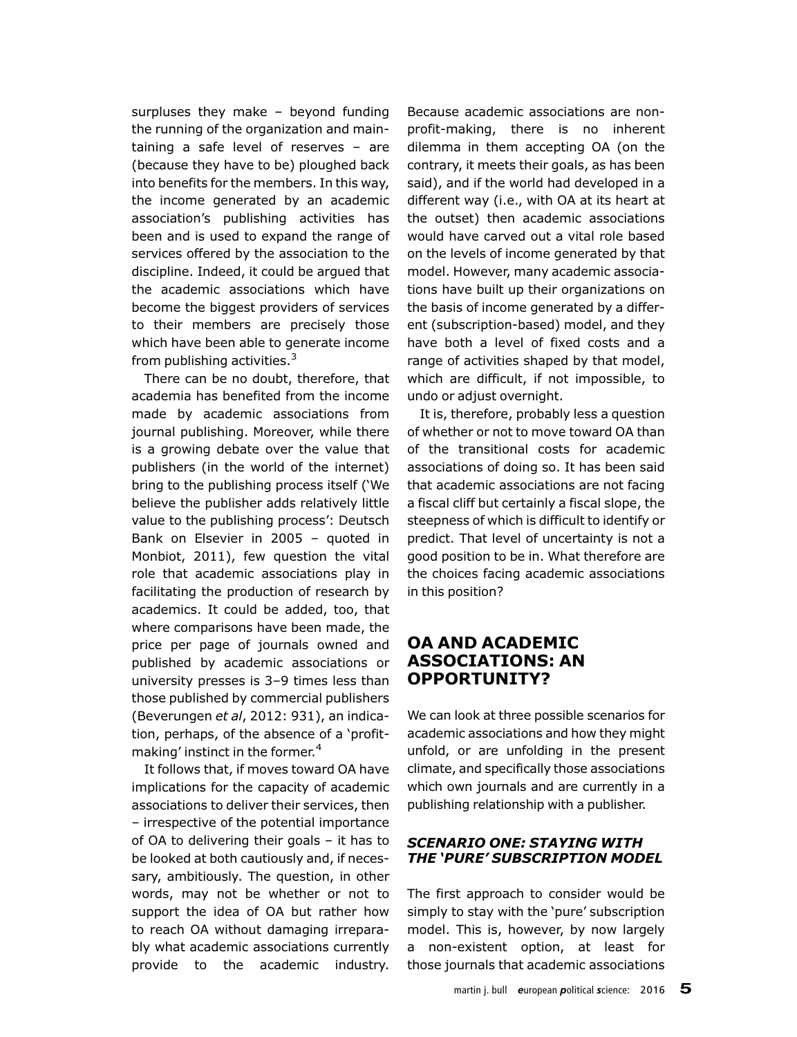surpluses they make – beyond funding the running of the organization and maintaining a safe level of reserves – are (because they have to be) ploughed back into benefits for the members. In this way, the income generated by an academic association's publishing activities has been and is used to expand the range of services offered by the association to the discipline. Indeed, it could be argued that the academic associations which have become the biggest providers of services to their members are precisely those which have been able to generate income from publishing activities.[3]

There can be no doubt, therefore, that academia has benefited from the income made by academic associations from journal publishing. Moreover, while there is a growing debate over the value that publishers (in the world of the internet) bring to the publishing process itself ('We believe the publisher adds relatively little value to the publishing process': Deutsch Bank on Elsevier in 2005 – quoted in Monbiot, 2011), few question the vital role that academic associations play in facilitating the production of research by academics. It could be added, too, that where comparisons have been made, the price per page of journals owned and published by academic associations or university presses is 3–9 times less than those published by commercial publishers (Beverungen *et al*, 2012: 931), an indication, perhaps, of the absence of a 'profit-making' instinct in the former.[4]

It follows that, if moves toward OA have implications for the capacity of academic associations to deliver their services, then – irrespective of the potential importance of OA to delivering their goals – it has to be looked at both cautiously and, if necessary, ambitiously. The question, in other words, may not be whether or not to support the idea of OA but rather how to reach OA without damaging irreparably what academic associations currently provide to the academic industry. Because academic associations are non-profit-making, there is no inherent dilemma in them accepting OA (on the contrary, it meets their goals, as has been said), and if the world had developed in a different way (i.e., with OA at its heart at the outset) then academic associations would have carved out a vital role based on the levels of income generated by that model. However, many academic associations have built up their organizations on the basis of income generated by a different (subscription-based) model, and they have both a level of fixed costs and a range of activities shaped by that model, which are difficult, if not impossible, to undo or adjust overnight.

It is, therefore, probably less a question of whether or not to move toward OA than of the transitional costs for academic associations of doing so. It has been said that academic associations are not facing a fiscal cliff but certainly a fiscal slope, the steepness of which is difficult to identify or predict. That level of uncertainty is not a good position to be in. What therefore are the choices facing academic associations in this position?

## OA AND ACADEMIC ASSOCIATIONS: AN OPPORTUNITY?

We can look at three possible scenarios for academic associations and how they might unfold, or are unfolding in the present climate, and specifically those associations which own journals and are currently in a publishing relationship with a publisher.

### *SCENARIO ONE: STAYING WITH THE 'PURE' SUBSCRIPTION MODEL*

The first approach to consider would be simply to stay with the 'pure' subscription model. This is, however, by now largely a non-existent option, at least for those journals that academic associations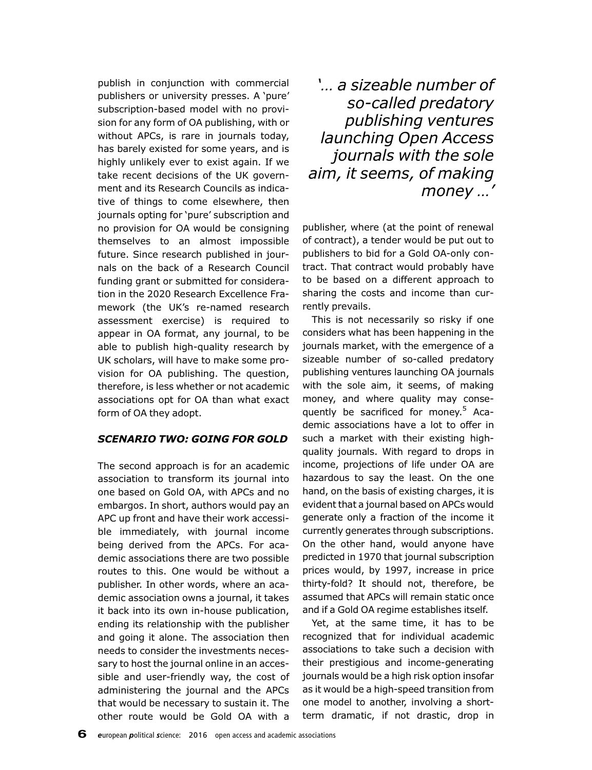publish in conjunction with commercial publishers or university presses. A 'pure' subscription-based model with no provision for any form of OA publishing, with or without APCs, is rare in journals today, has barely existed for some years, and is highly unlikely ever to exist again. If we take recent decisions of the UK government and its Research Councils as indicative of things to come elsewhere, then journals opting for 'pure' subscription and no provision for OA would be consigning themselves to an almost impossible future. Since research published in journals on the back of a Research Council funding grant or submitted for consideration in the 2020 Research Excellence Framework (the UK's re-named research assessment exercise) is required to appear in OA format, any journal, to be able to publish high-quality research by UK scholars, will have to make some provision for OA publishing. The question, therefore, is less whether or not academic associations opt for OA than what exact form of OA they adopt.

### *SCENARIO TWO: GOING FOR GOLD*

The second approach is for an academic association to transform its journal into one based on Gold OA, with APCs and no embargos. In short, authors would pay an APC up front and have their work accessible immediately, with journal income being derived from the APCs. For academic associations there are two possible routes to this. One would be without a publisher. In other words, where an academic association owns a journal, it takes it back into its own in-house publication, ending its relationship with the publisher and going it alone. The association then needs to consider the investments necessary to host the journal online in an accessible and user-friendly way, the cost of administering the journal and the APCs that would be necessary to sustain it. The other route would be Gold OA with a publisher, where (at the point of renewal of contract), a tender would be put out to publishers to bid for a Gold OA-only contract. That contract would probably have to be based on a different approach to sharing the costs and income than currently prevails.

*'... a sizeable number of so-called predatory publishing ventures launching Open Access journals with the sole aim, it seems, of making money ...'*

This is not necessarily so risky if one considers what has been happening in the journals market, with the emergence of a sizeable number of so-called predatory publishing ventures launching OA journals with the sole aim, it seems, of making money, and where quality may consequently be sacrificed for money.[5] Academic associations have a lot to offer in such a market with their existing high-quality journals. With regard to drops in income, projections of life under OA are hazardous to say the least. On the one hand, on the basis of existing charges, it is evident that a journal based on APCs would generate only a fraction of the income it currently generates through subscriptions. On the other hand, would anyone have predicted in 1970 that journal subscription prices would, by 1997, increase in price thirty-fold? It should not, therefore, be assumed that APCs will remain static once and if a Gold OA regime establishes itself.

Yet, at the same time, it has to be recognized that for individual academic associations to take such a decision with their prestigious and income-generating journals would be a high risk option insofar as it would be a high-speed transition from one model to another, involving a short-term dramatic, if not drastic, drop in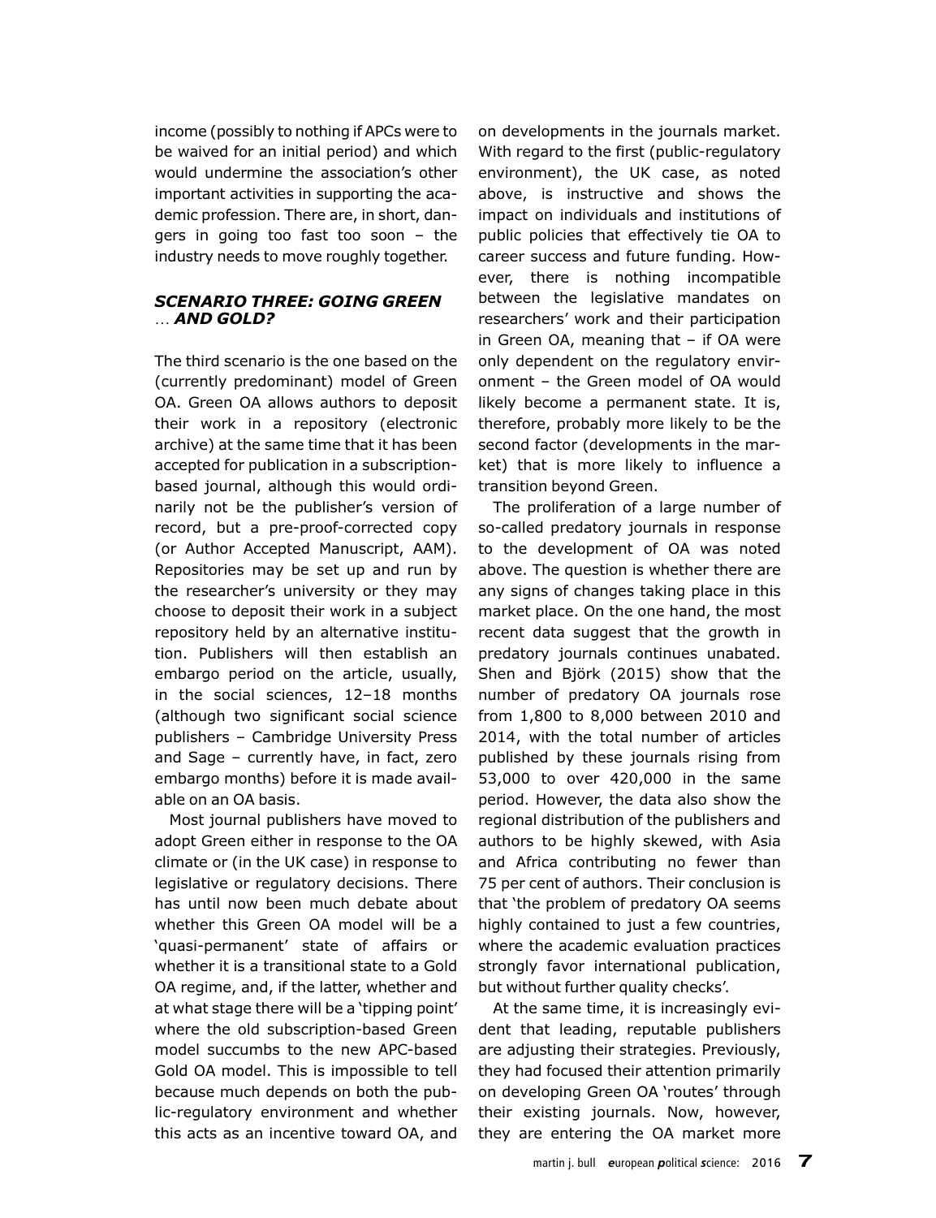income (possibly to nothing if APCs were to be waived for an initial period) and which would undermine the association's other important activities in supporting the academic profession. There are, in short, dangers in going too fast too soon – the industry needs to move roughly together.

### *SCENARIO THREE: GOING GREEN … AND GOLD?*

The third scenario is the one based on the (currently predominant) model of Green OA. Green OA allows authors to deposit their work in a repository (electronic archive) at the same time that it has been accepted for publication in a subscription-based journal, although this would ordinarily not be the publisher's version of record, but a pre-proof-corrected copy (or Author Accepted Manuscript, AAM). Repositories may be set up and run by the researcher's university or they may choose to deposit their work in a subject repository held by an alternative institution. Publishers will then establish an embargo period on the article, usually, in the social sciences, 12–18 months (although two significant social science publishers – Cambridge University Press and Sage – currently have, in fact, zero embargo months) before it is made available on an OA basis.

Most journal publishers have moved to adopt Green either in response to the OA climate or (in the UK case) in response to legislative or regulatory decisions. There has until now been much debate about whether this Green OA model will be a 'quasi-permanent' state of affairs or whether it is a transitional state to a Gold OA regime, and, if the latter, whether and at what stage there will be a 'tipping point' where the old subscription-based Green model succumbs to the new APC-based Gold OA model. This is impossible to tell because much depends on both the public-regulatory environment and whether this acts as an incentive toward OA, and on developments in the journals market. With regard to the first (public-regulatory environment), the UK case, as noted above, is instructive and shows the impact on individuals and institutions of public policies that effectively tie OA to career success and future funding. However, there is nothing incompatible between the legislative mandates on researchers' work and their participation in Green OA, meaning that – if OA were only dependent on the regulatory environment – the Green model of OA would likely become a permanent state. It is, therefore, probably more likely to be the second factor (developments in the market) that is more likely to influence a transition beyond Green.

The proliferation of a large number of so-called predatory journals in response to the development of OA was noted above. The question is whether there are any signs of changes taking place in this market place. On the one hand, the most recent data suggest that the growth in predatory journals continues unabated. Shen and Björk (2015) show that the number of predatory OA journals rose from 1,800 to 8,000 between 2010 and 2014, with the total number of articles published by these journals rising from 53,000 to over 420,000 in the same period. However, the data also show the regional distribution of the publishers and authors to be highly skewed, with Asia and Africa contributing no fewer than 75 per cent of authors. Their conclusion is that 'the problem of predatory OA seems highly contained to just a few countries, where the academic evaluation practices strongly favor international publication, but without further quality checks'.

At the same time, it is increasingly evident that leading, reputable publishers are adjusting their strategies. Previously, they had focused their attention primarily on developing Green OA 'routes' through their existing journals. Now, however, they are entering the OA market more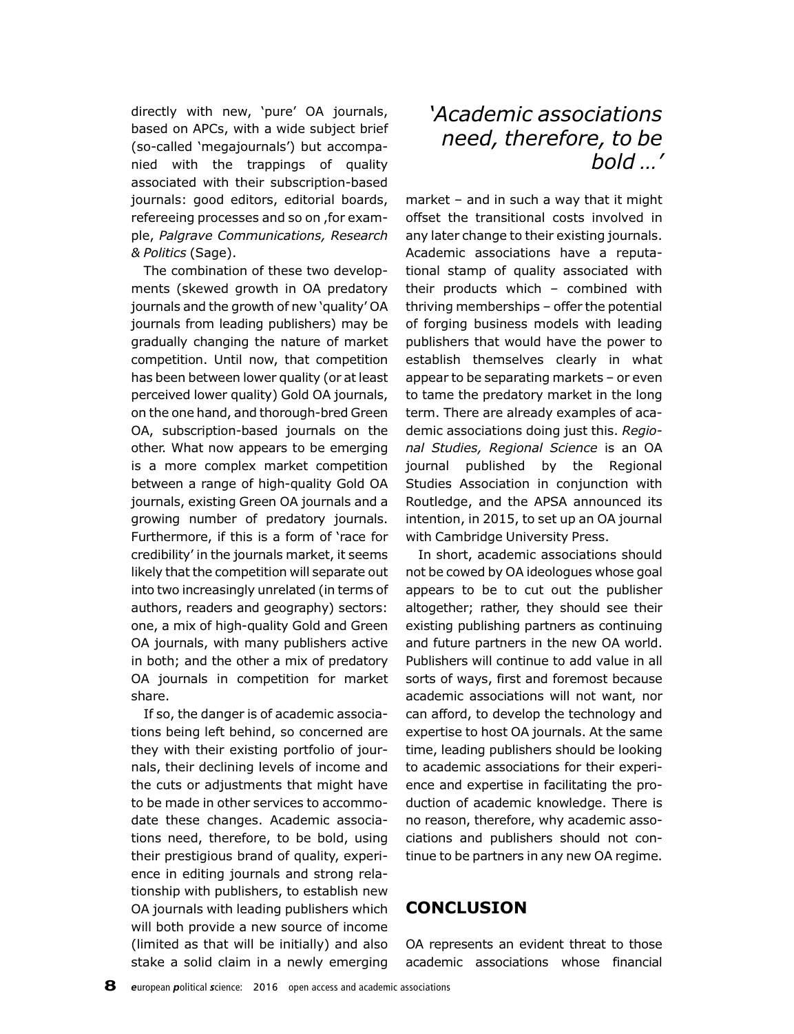directly with new, 'pure' OA journals, based on APCs, with a wide subject brief (so-called 'megajournals') but accompanied with the trappings of quality associated with their subscription-based journals: good editors, editorial boards, refereeing processes and so on ,for example, *Palgrave Communications, Research & Politics* (Sage).

The combination of these two developments (skewed growth in OA predatory journals and the growth of new 'quality' OA journals from leading publishers) may be gradually changing the nature of market competition. Until now, that competition has been between lower quality (or at least perceived lower quality) Gold OA journals, on the one hand, and thorough-bred Green OA, subscription-based journals on the other. What now appears to be emerging is a more complex market competition between a range of high-quality Gold OA journals, existing Green OA journals and a growing number of predatory journals. Furthermore, if this is a form of 'race for credibility' in the journals market, it seems likely that the competition will separate out into two increasingly unrelated (in terms of authors, readers and geography) sectors: one, a mix of high-quality Gold and Green OA journals, with many publishers active in both; and the other a mix of predatory OA journals in competition for market share.

If so, the danger is of academic associations being left behind, so concerned are they with their existing portfolio of journals, their declining levels of income and the cuts or adjustments that might have to be made in other services to accommodate these changes. Academic associations need, therefore, to be bold, using their prestigious brand of quality, experience in editing journals and strong relationship with publishers, to establish new OA journals with leading publishers which will both provide a new source of income (limited as that will be initially) and also stake a solid claim in a newly emerging market – and in such a way that it might offset the transitional costs involved in any later change to their existing journals. Academic associations have a reputational stamp of quality associated with their products which – combined with thriving memberships – offer the potential of forging business models with leading publishers that would have the power to establish themselves clearly in what appear to be separating markets – or even to tame the predatory market in the long term. There are already examples of academic associations doing just this. *Regional Studies, Regional Science* is an OA journal published by the Regional Studies Association in conjunction with Routledge, and the APSA announced its intention, in 2015, to set up an OA journal with Cambridge University Press.

*'Academic associations need, therefore, to be bold ...'*

In short, academic associations should not be cowed by OA ideologues whose goal appears to be to cut out the publisher altogether; rather, they should see their existing publishing partners as continuing and future partners in the new OA world. Publishers will continue to add value in all sorts of ways, first and foremost because academic associations will not want, nor can afford, to develop the technology and expertise to host OA journals. At the same time, leading publishers should be looking to academic associations for their experience and expertise in facilitating the production of academic knowledge. There is no reason, therefore, why academic associations and publishers should not continue to be partners in any new OA regime.

## CONCLUSION

OA represents an evident threat to those academic associations whose financial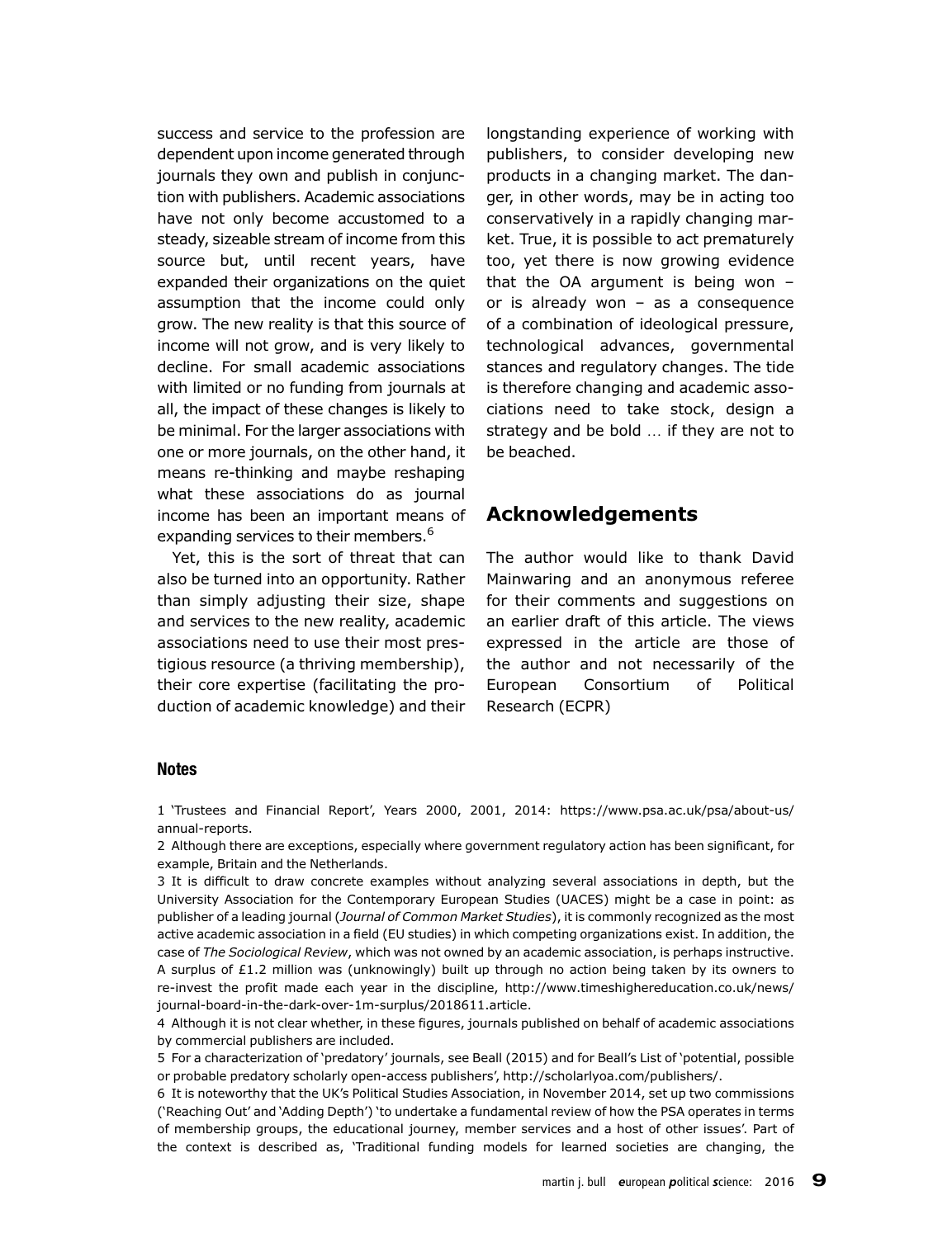success and service to the profession are dependent upon income generated through journals they own and publish in conjunction with publishers. Academic associations have not only become accustomed to a steady, sizeable stream of income from this source but, until recent years, have expanded their organizations on the quiet assumption that the income could only grow. The new reality is that this source of income will not grow, and is very likely to decline. For small academic associations with limited or no funding from journals at all, the impact of these changes is likely to be minimal. For the larger associations with one or more journals, on the other hand, it means re-thinking and maybe reshaping what these associations do as journal income has been an important means of expanding services to their members.[6]

Yet, this is the sort of threat that can also be turned into an opportunity. Rather than simply adjusting their size, shape and services to the new reality, academic associations need to use their most prestigious resource (a thriving membership), their core expertise (facilitating the production of academic knowledge) and their longstanding experience of working with publishers, to consider developing new products in a changing market. The danger, in other words, may be in acting too conservatively in a rapidly changing market. True, it is possible to act prematurely too, yet there is now growing evidence that the OA argument is being won – or is already won – as a consequence of a combination of ideological pressure, technological advances, governmental stances and regulatory changes. The tide is therefore changing and academic associations need to take stock, design a strategy and be bold … if they are not to be beached.

## Acknowledgements

The author would like to thank David Mainwaring and an anonymous referee for their comments and suggestions on an earlier draft of this article. The views expressed in the article are those of the author and not necessarily of the European Consortium of Political Research (ECPR)

### Notes

1 'Trustees and Financial Report', Years 2000, 2001, 2014: https://www.psa.ac.uk/psa/about-us/annual-reports.

2 Although there are exceptions, especially where government regulatory action has been significant, for example, Britain and the Netherlands.

3 It is difficult to draw concrete examples without analyzing several associations in depth, but the University Association for the Contemporary European Studies (UACES) might be a case in point: as publisher of a leading journal (*Journal of Common Market Studies*), it is commonly recognized as the most active academic association in a field (EU studies) in which competing organizations exist. In addition, the case of *The Sociological Review*, which was not owned by an academic association, is perhaps instructive. A surplus of £1.2 million was (unknowingly) built up through no action being taken by its owners to re-invest the profit made each year in the discipline, http://www.timeshighereducation.co.uk/news/journal-board-in-the-dark-over-1m-surplus/2018611.article.

4 Although it is not clear whether, in these figures, journals published on behalf of academic associations by commercial publishers are included.

5 For a characterization of 'predatory' journals, see Beall (2015) and for Beall's List of 'potential, possible or probable predatory scholarly open-access publishers', http://scholarlyoa.com/publishers/.

6 It is noteworthy that the UK's Political Studies Association, in November 2014, set up two commissions ('Reaching Out' and 'Adding Depth') 'to undertake a fundamental review of how the PSA operates in terms of membership groups, the educational journey, member services and a host of other issues'. Part of the context is described as, 'Traditional funding models for learned societies are changing, the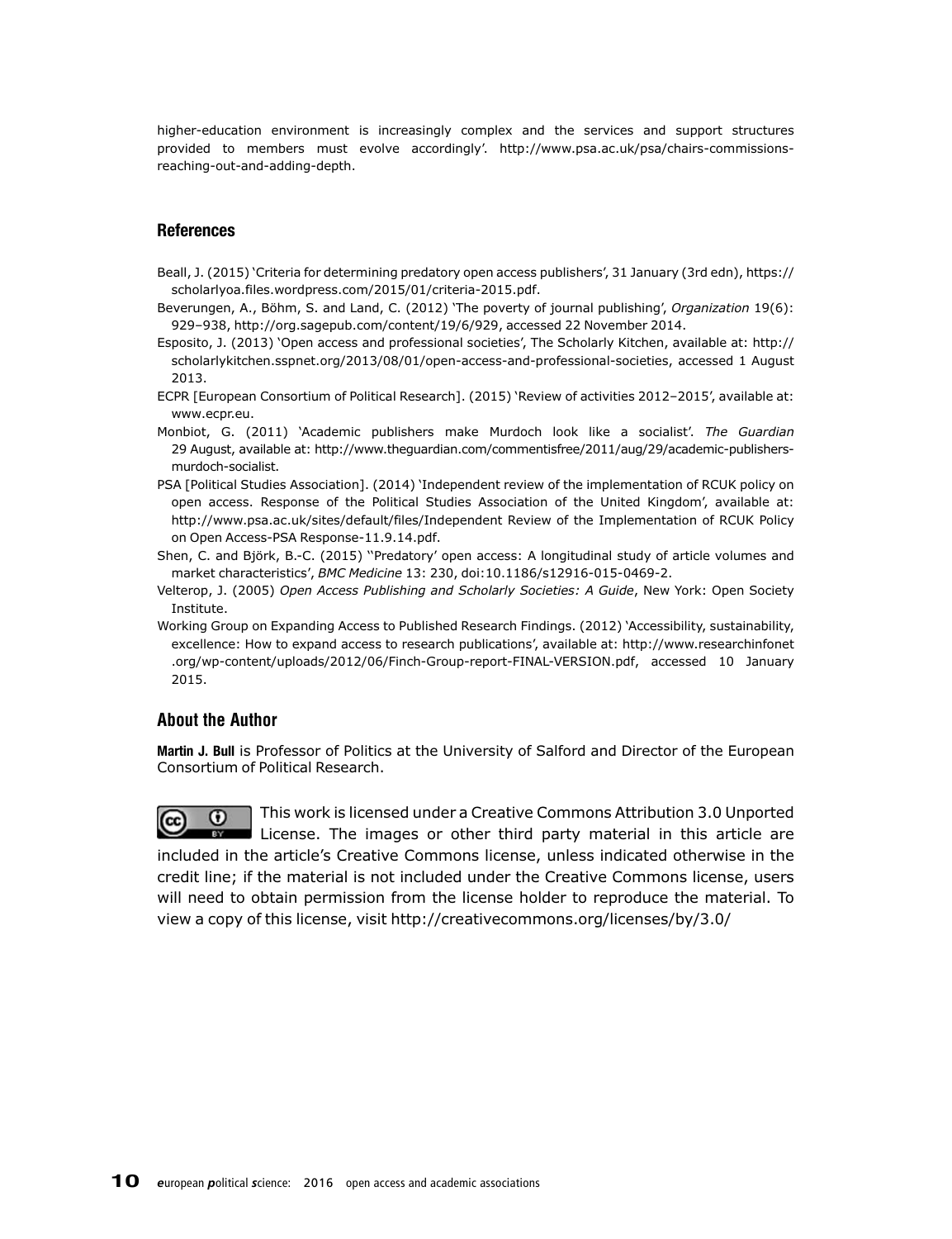higher-education environment is increasingly complex and the services and support structures provided to members must evolve accordingly'. http://www.psa.ac.uk/psa/chairs-commissions-reaching-out-and-adding-depth.

## References

Beall, J. (2015) 'Criteria for determining predatory open access publishers', 31 January (3rd edn), https://scholarlyoa.files.wordpress.com/2015/01/criteria-2015.pdf.

Beverungen, A., Böhm, S. and Land, C. (2012) 'The poverty of journal publishing', *Organization* 19(6): 929–938, http://org.sagepub.com/content/19/6/929, accessed 22 November 2014.

Esposito, J. (2013) 'Open access and professional societies', The Scholarly Kitchen, available at: http://scholarlykitchen.sspnet.org/2013/08/01/open-access-and-professional-societies, accessed 1 August 2013.

ECPR [European Consortium of Political Research]. (2015) 'Review of activities 2012–2015', available at: www.ecpr.eu.

Monbiot, G. (2011) 'Academic publishers make Murdoch look like a socialist'. *The Guardian* 29 August, available at: http://www.theguardian.com/commentisfree/2011/aug/29/academic-publishers-murdoch-socialist.

PSA [Political Studies Association]. (2014) 'Independent review of the implementation of RCUK policy on open access. Response of the Political Studies Association of the United Kingdom', available at: http://www.psa.ac.uk/sites/default/files/Independent Review of the Implementation of RCUK Policy on Open Access-PSA Response-11.9.14.pdf.

Shen, C. and Björk, B.-C. (2015) ''Predatory' open access: A longitudinal study of article volumes and market characteristics', *BMC Medicine* 13: 230, doi:10.1186/s12916-015-0469-2.

Velterop, J. (2005) *Open Access Publishing and Scholarly Societies: A Guide*, New York: Open Society Institute.

Working Group on Expanding Access to Published Research Findings. (2012) 'Accessibility, sustainability, excellence: How to expand access to research publications', available at: http://www.researchinfonet.org/wp-content/uploads/2012/06/Finch-Group-report-FINAL-VERSION.pdf, accessed 10 January 2015.

## About the Author

**Martin J. Bull** is Professor of Politics at the University of Salford and Director of the European Consortium of Political Research.

This work is licensed under a Creative Commons Attribution 3.0 Unported License. The images or other third party material in this article are included in the article's Creative Commons license, unless indicated otherwise in the credit line; if the material is not included under the Creative Commons license, users will need to obtain permission from the license holder to reproduce the material. To view a copy of this license, visit http://creativecommons.org/licenses/by/3.0/